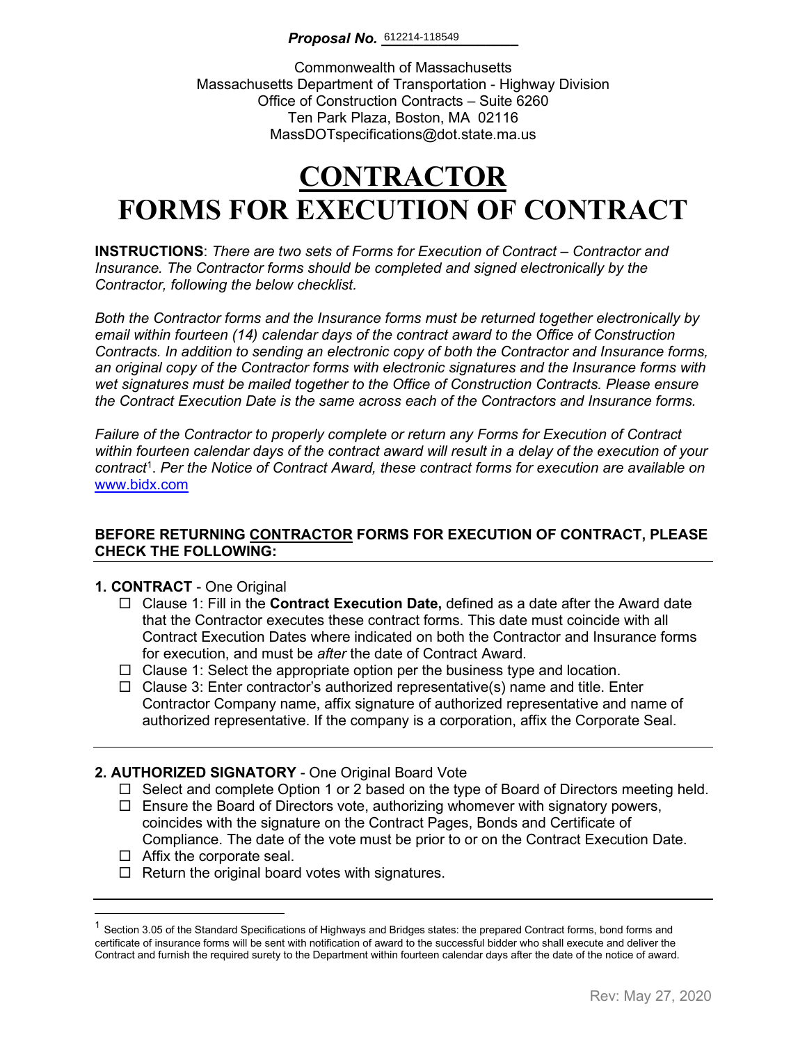**Proposal No.** 612214-118549

Commonwealth of Massachusetts
Massachusetts Department of Transportation - Highway Division
Office of Construction Contracts – Suite 6260
Ten Park Plaza, Boston, MA 02116
MassDOTspecifications@dot.state.ma.us

# CONTRACTOR FORMS FOR EXECUTION OF CONTRACT

**INSTRUCTIONS**: *There are two sets of Forms for Execution of Contract – Contractor and Insurance. The Contractor forms should be completed and signed electronically by the Contractor, following the below checklist.*

*Both the Contractor forms and the Insurance forms must be returned together electronically by email within fourteen (14) calendar days of the contract award to the Office of Construction Contracts. In addition to sending an electronic copy of both the Contractor and Insurance forms, an original copy of the Contractor forms with electronic signatures and the Insurance forms with wet signatures must be mailed together to the Office of Construction Contracts. Please ensure the Contract Execution Date is the same across each of the Contractors and Insurance forms.*

*Failure of the Contractor to properly complete or return any Forms for Execution of Contract within fourteen calendar days of the contract award will result in a delay of the execution of your contract*[1]. *Per the Notice of Contract Award, these contract forms for execution are available on* www.bidx.com

**BEFORE RETURNING CONTRACTOR FORMS FOR EXECUTION OF CONTRACT, PLEASE CHECK THE FOLLOWING:**

**1. CONTRACT** - One Original

- ☐ Clause 1: Fill in the **Contract Execution Date,** defined as a date after the Award date that the Contractor executes these contract forms. This date must coincide with all Contract Execution Dates where indicated on both the Contractor and Insurance forms for execution, and must be *after* the date of Contract Award.
- ☐ Clause 1: Select the appropriate option per the business type and location.
- ☐ Clause 3: Enter contractor's authorized representative(s) name and title. Enter Contractor Company name, affix signature of authorized representative and name of authorized representative. If the company is a corporation, affix the Corporate Seal.

**2. AUTHORIZED SIGNATORY** - One Original Board Vote

- ☐ Select and complete Option 1 or 2 based on the type of Board of Directors meeting held.
- ☐ Ensure the Board of Directors vote, authorizing whomever with signatory powers, coincides with the signature on the Contract Pages, Bonds and Certificate of Compliance. The date of the vote must be prior to or on the Contract Execution Date.
- ☐ Affix the corporate seal.
- ☐ Return the original board votes with signatures.

[1] Section 3.05 of the Standard Specifications of Highways and Bridges states: the prepared Contract forms, bond forms and certificate of insurance forms will be sent with notification of award to the successful bidder who shall execute and deliver the Contract and furnish the required surety to the Department within fourteen calendar days after the date of the notice of award.

Rev: May 27, 2020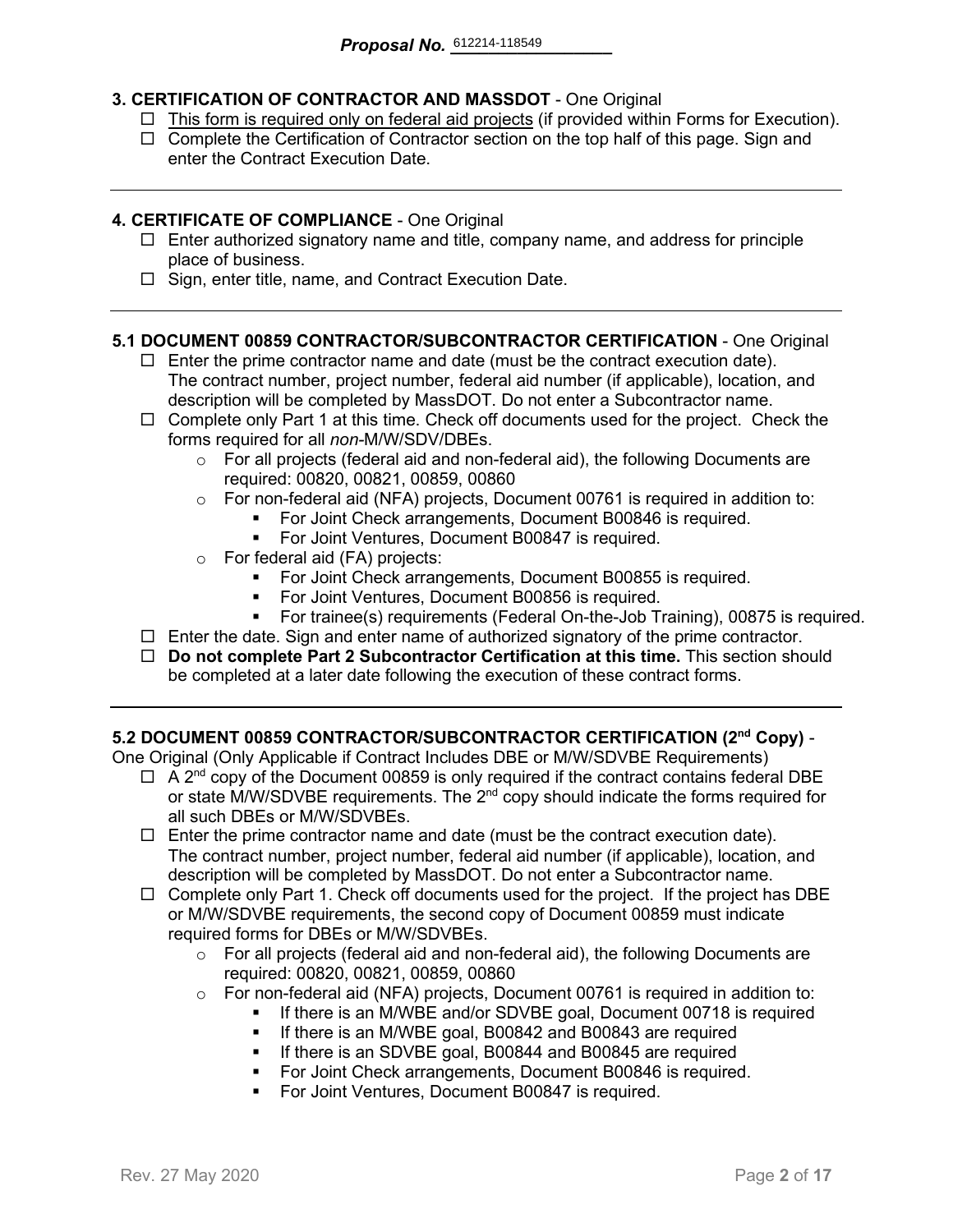**Proposal No.** 612214-118549

**3. CERTIFICATION OF CONTRACTOR AND MASSDOT** - One Original

- ☐ This form is required only on federal aid projects (if provided within Forms for Execution).
- ☐ Complete the Certification of Contractor section on the top half of this page. Sign and enter the Contract Execution Date.

---

**4. CERTIFICATE OF COMPLIANCE** - One Original

- ☐ Enter authorized signatory name and title, company name, and address for principle place of business.
- ☐ Sign, enter title, name, and Contract Execution Date.

---

**5.1 DOCUMENT 00859 CONTRACTOR/SUBCONTRACTOR CERTIFICATION** - One Original

- ☐ Enter the prime contractor name and date (must be the contract execution date). The contract number, project number, federal aid number (if applicable), location, and description will be completed by MassDOT. Do not enter a Subcontractor name.
- ☐ Complete only Part 1 at this time. Check off documents used for the project. Check the forms required for all *non*-M/W/SDV/DBEs.
  - For all projects (federal aid and non-federal aid), the following Documents are required: 00820, 00821, 00859, 00860
  - For non-federal aid (NFA) projects, Document 00761 is required in addition to:
    - For Joint Check arrangements, Document B00846 is required.
    - For Joint Ventures, Document B00847 is required.
  - For federal aid (FA) projects:
    - For Joint Check arrangements, Document B00855 is required.
    - For Joint Ventures, Document B00856 is required.
    - For trainee(s) requirements (Federal On-the-Job Training), 00875 is required.
- ☐ Enter the date. Sign and enter name of authorized signatory of the prime contractor.
- ☐ **Do not complete Part 2 Subcontractor Certification at this time.** This section should be completed at a later date following the execution of these contract forms.

---

**5.2 DOCUMENT 00859 CONTRACTOR/SUBCONTRACTOR CERTIFICATION (2nd Copy)** - One Original (Only Applicable if Contract Includes DBE or M/W/SDVBE Requirements)

- ☐ A 2nd copy of the Document 00859 is only required if the contract contains federal DBE or state M/W/SDVBE requirements. The 2nd copy should indicate the forms required for all such DBEs or M/W/SDVBEs.
- ☐ Enter the prime contractor name and date (must be the contract execution date). The contract number, project number, federal aid number (if applicable), location, and description will be completed by MassDOT. Do not enter a Subcontractor name.
- ☐ Complete only Part 1. Check off documents used for the project. If the project has DBE or M/W/SDVBE requirements, the second copy of Document 00859 must indicate required forms for DBEs or M/W/SDVBEs.
  - For all projects (federal aid and non-federal aid), the following Documents are required: 00820, 00821, 00859, 00860
  - For non-federal aid (NFA) projects, Document 00761 is required in addition to:
    - If there is an M/WBE and/or SDVBE goal, Document 00718 is required
    - If there is an M/WBE goal, B00842 and B00843 are required
    - If there is an SDVBE goal, B00844 and B00845 are required
    - For Joint Check arrangements, Document B00846 is required.
    - For Joint Ventures, Document B00847 is required.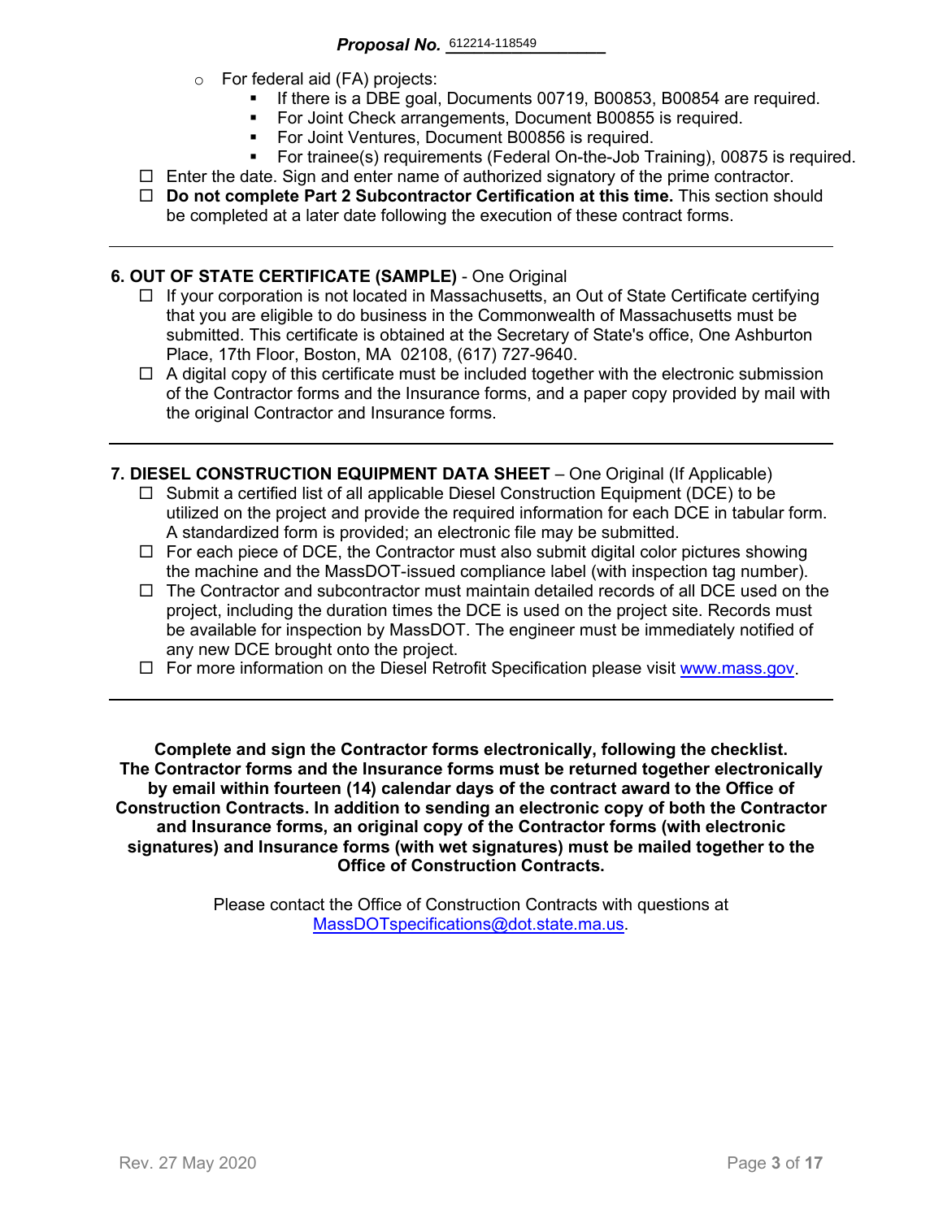**Proposal No.** 612214-118549

- For federal aid (FA) projects:
  - If there is a DBE goal, Documents 00719, B00853, B00854 are required.
  - For Joint Check arrangements, Document B00855 is required.
  - For Joint Ventures, Document B00856 is required.
  - For trainee(s) requirements (Federal On-the-Job Training), 00875 is required.

- ☐ Enter the date. Sign and enter name of authorized signatory of the prime contractor.
- ☐ **Do not complete Part 2 Subcontractor Certification at this time.** This section should be completed at a later date following the execution of these contract forms.

---

**6. OUT OF STATE CERTIFICATE (SAMPLE)** - One Original

- ☐ If your corporation is not located in Massachusetts, an Out of State Certificate certifying that you are eligible to do business in the Commonwealth of Massachusetts must be submitted. This certificate is obtained at the Secretary of State's office, One Ashburton Place, 17th Floor, Boston, MA 02108, (617) 727-9640.
- ☐ A digital copy of this certificate must be included together with the electronic submission of the Contractor forms and the Insurance forms, and a paper copy provided by mail with the original Contractor and Insurance forms.

---

**7. DIESEL CONSTRUCTION EQUIPMENT DATA SHEET** – One Original (If Applicable)

- ☐ Submit a certified list of all applicable Diesel Construction Equipment (DCE) to be utilized on the project and provide the required information for each DCE in tabular form. A standardized form is provided; an electronic file may be submitted.
- ☐ For each piece of DCE, the Contractor must also submit digital color pictures showing the machine and the MassDOT-issued compliance label (with inspection tag number).
- ☐ The Contractor and subcontractor must maintain detailed records of all DCE used on the project, including the duration times the DCE is used on the project site. Records must be available for inspection by MassDOT. The engineer must be immediately notified of any new DCE brought onto the project.
- ☐ For more information on the Diesel Retrofit Specification please visit www.mass.gov.

---

**Complete and sign the Contractor forms electronically, following the checklist. The Contractor forms and the Insurance forms must be returned together electronically by email within fourteen (14) calendar days of the contract award to the Office of Construction Contracts. In addition to sending an electronic copy of both the Contractor and Insurance forms, an original copy of the Contractor forms (with electronic signatures) and Insurance forms (with wet signatures) must be mailed together to the Office of Construction Contracts.**

Please contact the Office of Construction Contracts with questions at MassDOTspecifications@dot.state.ma.us.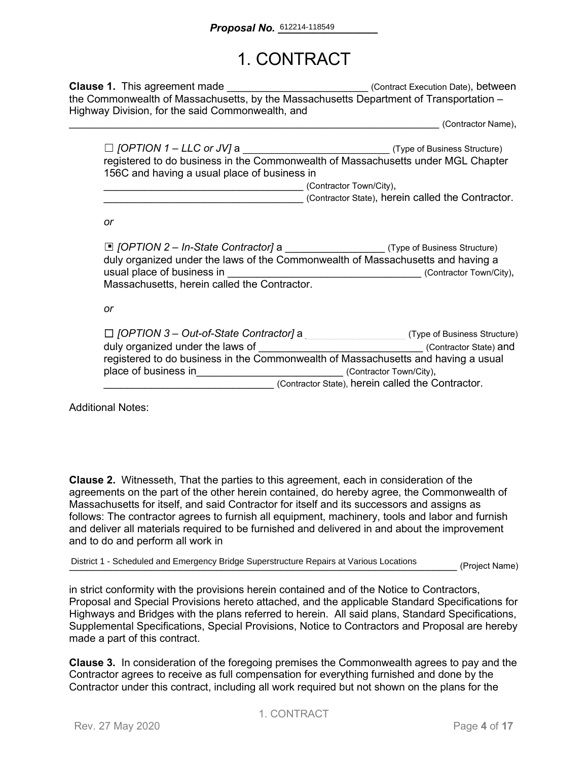**Proposal No.** 612214-118549

# 1. CONTRACT

**Clause 1.** This agreement made ________________________ (Contract Execution Date), between the Commonwealth of Massachusetts, by the Massachusetts Department of Transportation – Highway Division, for the said Commonwealth, and
__________________________________________________________________ (Contractor Name),

> ☐ *[OPTION 1 – LLC or JV]* a __________________________ (Type of Business Structure) registered to do business in the Commonwealth of Massachusetts under MGL Chapter 156C and having a usual place of business in
> ___________________________________ (Contractor Town/City),
> ___________________________________ (Contractor State), herein called the Contractor.
>
> *or*
>
> ▣ *[OPTION 2 – In-State Contractor]* a _________________ (Type of Business Structure) duly organized under the laws of the Commonwealth of Massachusetts and having a usual place of business in _________________________________ (Contractor Town/City), Massachusetts, herein called the Contractor.
>
> *or*
>
> ☐ *[OPTION 3 – Out-of-State Contractor]* a ____________________ (Type of Business Structure) duly organized under the laws of _____________________________ (Contractor State) and registered to do business in the Commonwealth of Massachusetts and having a usual place of business in_________________________ (Contractor Town/City),
> ______________________________ (Contractor State), herein called the Contractor.

Additional Notes:

**Clause 2.** Witnesseth, That the parties to this agreement, each in consideration of the agreements on the part of the other herein contained, do hereby agree, the Commonwealth of Massachusetts for itself, and said Contractor for itself and its successors and assigns as follows: The contractor agrees to furnish all equipment, machinery, tools and labor and furnish and deliver all materials required to be furnished and delivered in and about the improvement and to do and perform all work in

District 1 - Scheduled and Emergency Bridge Superstructure Repairs at Various Locations (Project Name)

in strict conformity with the provisions herein contained and of the Notice to Contractors, Proposal and Special Provisions hereto attached, and the applicable Standard Specifications for Highways and Bridges with the plans referred to herein. All said plans, Standard Specifications, Supplemental Specifications, Special Provisions, Notice to Contractors and Proposal are hereby made a part of this contract.

**Clause 3.** In consideration of the foregoing premises the Commonwealth agrees to pay and the Contractor agrees to receive as full compensation for everything furnished and done by the Contractor under this contract, including all work required but not shown on the plans for the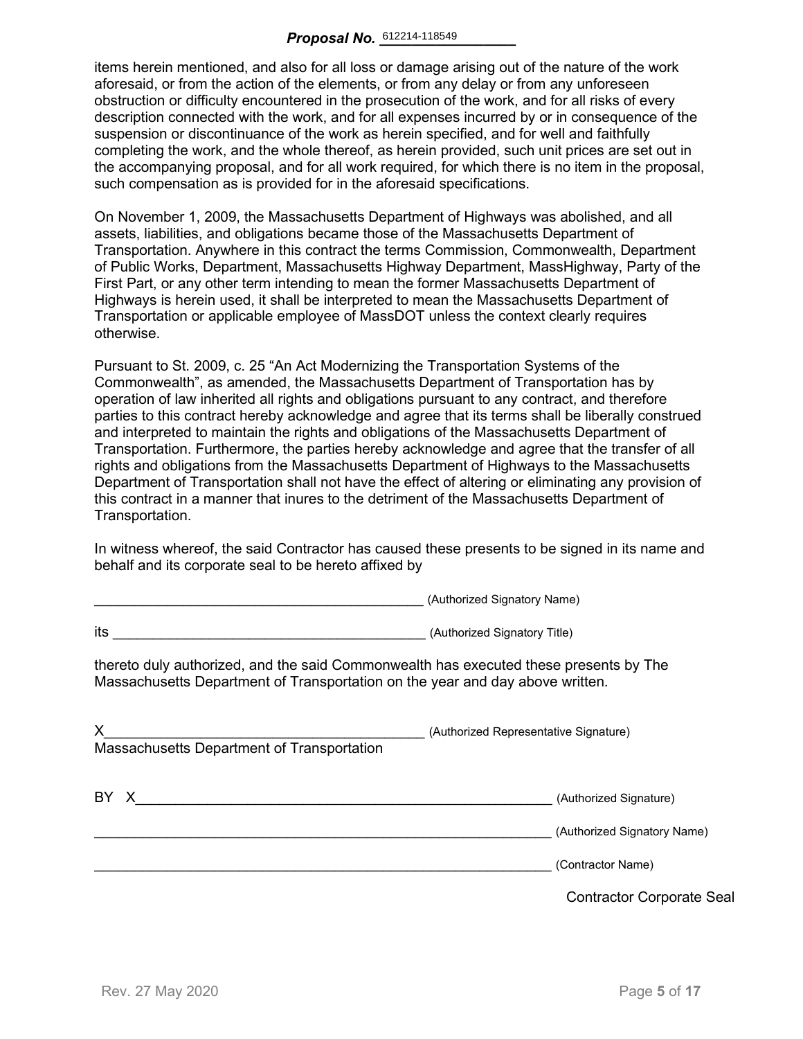items herein mentioned, and also for all loss or damage arising out of the nature of the work aforesaid, or from the action of the elements, or from any delay or from any unforeseen obstruction or difficulty encountered in the prosecution of the work, and for all risks of every description connected with the work, and for all expenses incurred by or in consequence of the suspension or discontinuance of the work as herein specified, and for well and faithfully completing the work, and the whole thereof, as herein provided, such unit prices are set out in the accompanying proposal, and for all work required, for which there is no item in the proposal, such compensation as is provided for in the aforesaid specifications.

On November 1, 2009, the Massachusetts Department of Highways was abolished, and all assets, liabilities, and obligations became those of the Massachusetts Department of Transportation. Anywhere in this contract the terms Commission, Commonwealth, Department of Public Works, Department, Massachusetts Highway Department, MassHighway, Party of the First Part, or any other term intending to mean the former Massachusetts Department of Highways is herein used, it shall be interpreted to mean the Massachusetts Department of Transportation or applicable employee of MassDOT unless the context clearly requires otherwise.

Pursuant to St. 2009, c. 25 "An Act Modernizing the Transportation Systems of the Commonwealth", as amended, the Massachusetts Department of Transportation has by operation of law inherited all rights and obligations pursuant to any contract, and therefore parties to this contract hereby acknowledge and agree that its terms shall be liberally construed and interpreted to maintain the rights and obligations of the Massachusetts Department of Transportation. Furthermore, the parties hereby acknowledge and agree that the transfer of all rights and obligations from the Massachusetts Department of Highways to the Massachusetts Department of Transportation shall not have the effect of altering or eliminating any provision of this contract in a manner that inures to the detriment of the Massachusetts Department of Transportation.

In witness whereof, the said Contractor has caused these presents to be signed in its name and behalf and its corporate seal to be hereto affixed by

_______________________________________ (Authorized Signatory Name)

its ____________________________________ (Authorized Signatory Title)

thereto duly authorized, and the said Commonwealth has executed these presents by The Massachusetts Department of Transportation on the year and day above written.

X______________________________________ (Authorized Representative Signature)
Massachusetts Department of Transportation

BY X___________________________________________________ (Authorized Signature)

______________________________________________________ (Authorized Signatory Name)

______________________________________________________ (Contractor Name)

Contractor Corporate Seal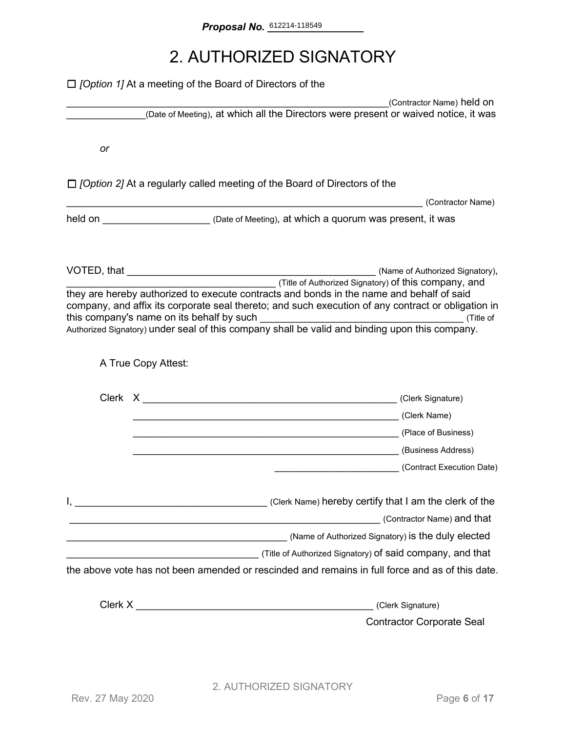**Proposal No.** 612214-118549

# 2. AUTHORIZED SIGNATORY

☐ *[Option 1]* At a meeting of the Board of Directors of the

____________________________________________________________(Contractor Name) held on ______________(Date of Meeting), at which all the Directors were present or waived notice, it was

*or*

☐ *[Option 2]* At a regularly called meeting of the Board of Directors of the

_________________________________________________________________ (Contractor Name)

held on ___________________ (Date of Meeting), at which a quorum was present, it was

VOTED, that ____________________________________________ (Name of Authorized Signatory), ______________________________________ (Title of Authorized Signatory) of this company, and they are hereby authorized to execute contracts and bonds in the name and behalf of said company, and affix its corporate seal thereto; and such execution of any contract or obligation in this company's name on its behalf by such ____________________________________ (Title of Authorized Signatory) under seal of this company shall be valid and binding upon this company.

A True Copy Attest:

Clerk X _______________________________________________ (Clerk Signature)

_________________________________________________ (Clerk Name)

_________________________________________________ (Place of Business)

_________________________________________________ (Business Address)

_______________________ (Contract Execution Date)

I, __________________________________ (Clerk Name) hereby certify that I am the clerk of the _________________________________________________________ (Contractor Name) and that ________________________________________ (Name of Authorized Signatory) is the duly elected __________________________________ (Title of Authorized Signatory) of said company, and that the above vote has not been amended or rescinded and remains in full force and as of this date.

Clerk X __________________________________________ (Clerk Signature)

Contractor Corporate Seal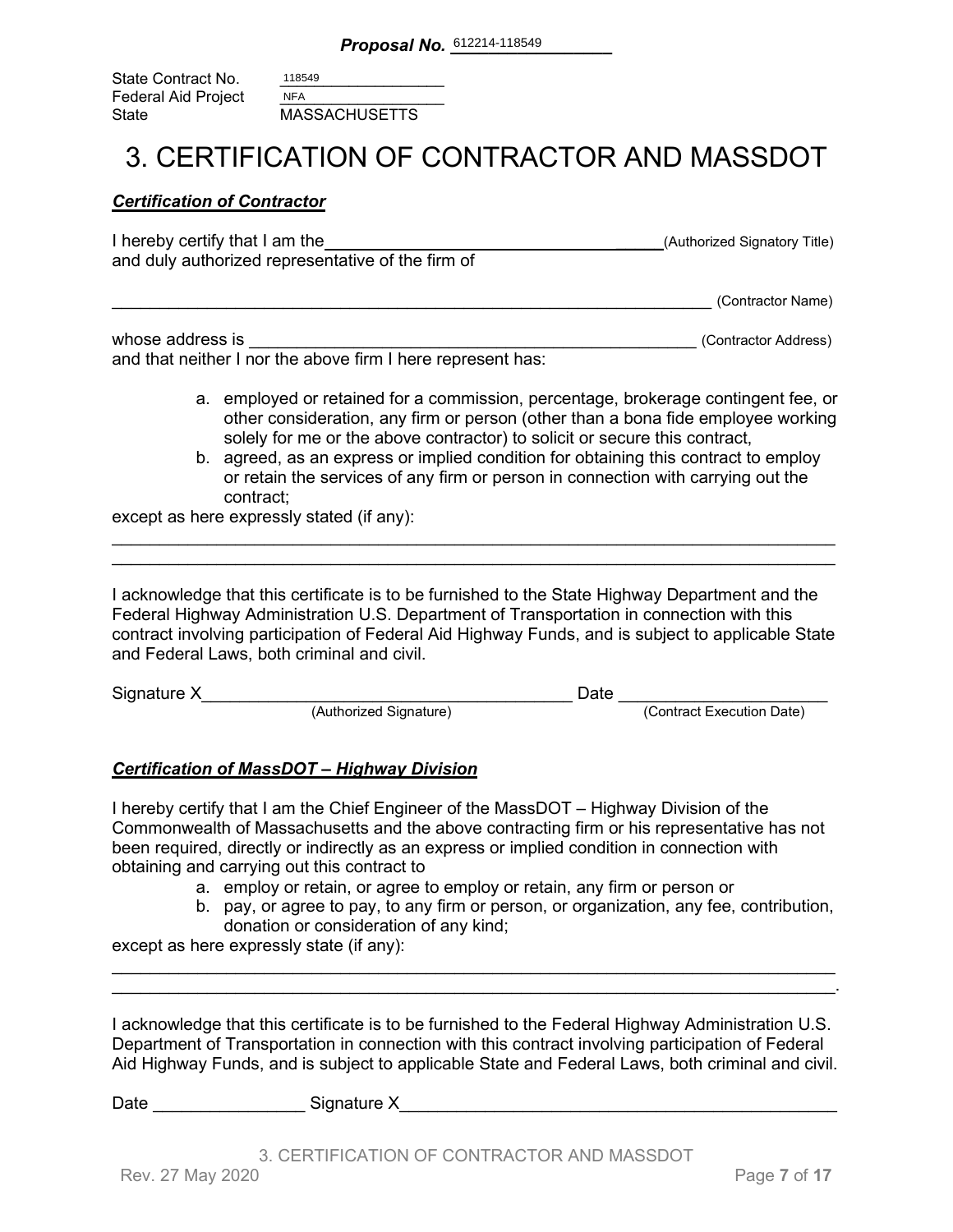**Proposal No.** 612214-118549

State Contract No. 118549
Federal Aid Project NFA
State MASSACHUSETTS

# 3. CERTIFICATION OF CONTRACTOR AND MASSDOT

***Certification of Contractor***

I hereby certify that I am the ________________________________________(Authorized Signatory Title)
and duly authorized representative of the firm of

____________________________________________________________________ (Contractor Name)

whose address is ______________________________________________ (Contractor Address)
and that neither I nor the above firm I here represent has:

a. employed or retained for a commission, percentage, brokerage contingent fee, or other consideration, any firm or person (other than a bona fide employee working solely for me or the above contractor) to solicit or secure this contract,
b. agreed, as an express or implied condition for obtaining this contract to employ or retain the services of any firm or person in connection with carrying out the contract;

except as here expressly stated (if any):

______________________________________________________________________________
______________________________________________________________________________

I acknowledge that this certificate is to be furnished to the State Highway Department and the Federal Highway Administration U.S. Department of Transportation in connection with this contract involving participation of Federal Aid Highway Funds, and is subject to applicable State and Federal Laws, both criminal and civil.

Signature X_______________________________________ Date ______________________
(Authorized Signature) (Contract Execution Date)

***Certification of MassDOT – Highway Division***

I hereby certify that I am the Chief Engineer of the MassDOT – Highway Division of the Commonwealth of Massachusetts and the above contracting firm or his representative has not been required, directly or indirectly as an express or implied condition in connection with obtaining and carrying out this contract to

a. employ or retain, or agree to employ or retain, any firm or person or
b. pay, or agree to pay, to any firm or person, or organization, any fee, contribution, donation or consideration of any kind;

except as here expressly state (if any):

______________________________________________________________________________
______________________________________________________________________________.

I acknowledge that this certificate is to be furnished to the Federal Highway Administration U.S. Department of Transportation in connection with this contract involving participation of Federal Aid Highway Funds, and is subject to applicable State and Federal Laws, both criminal and civil.

Date ________________ Signature X_______________________________________________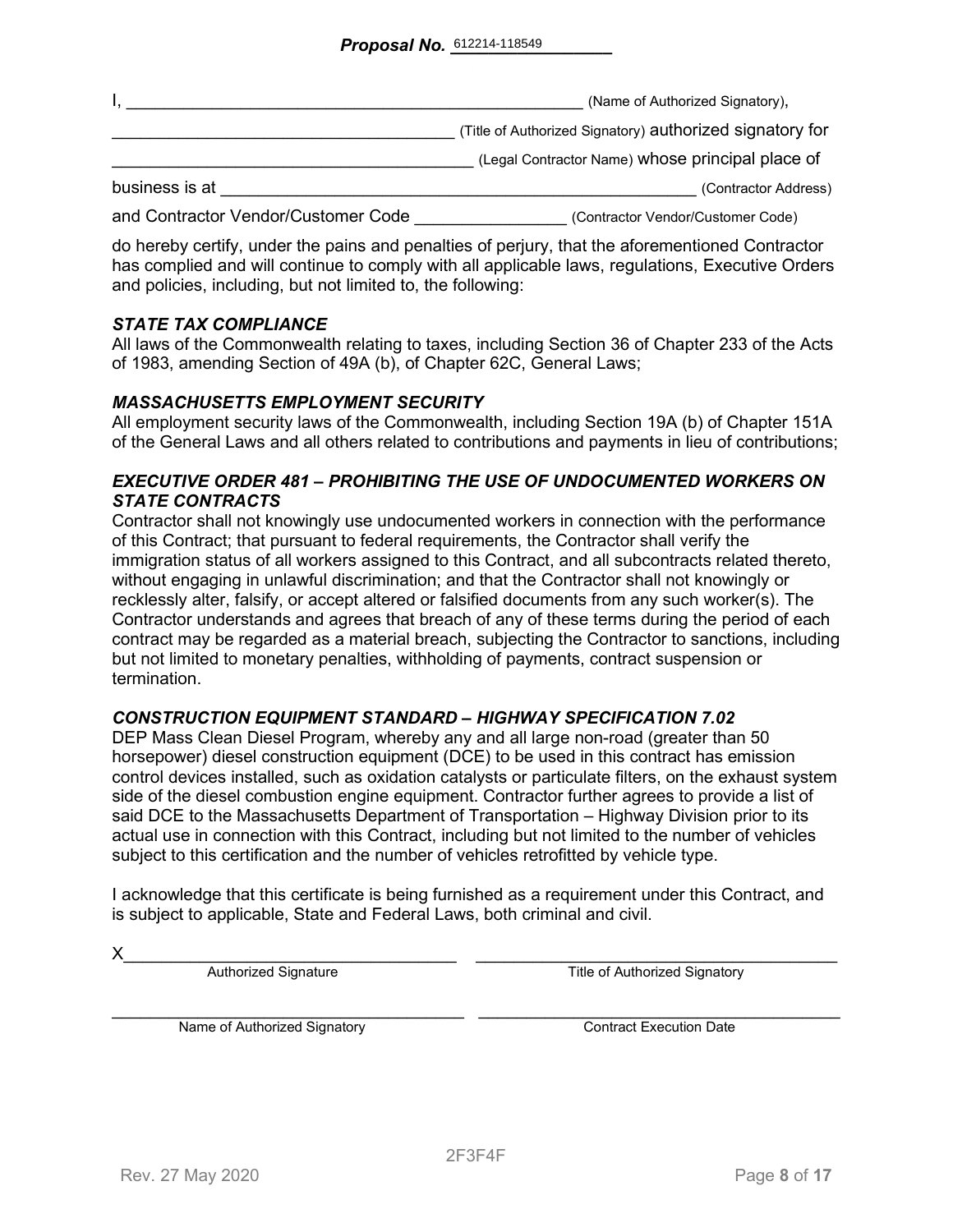**Proposal No.** 612214-118549

I, ________________________________________________ (Name of Authorized Signatory),

___________________________________ (Title of Authorized Signatory) authorized signatory for

_____________________________________ (Legal Contractor Name) whose principal place of

business is at ____________________________________________________ (Contractor Address)

and Contractor Vendor/Customer Code _______________ (Contractor Vendor/Customer Code)

do hereby certify, under the pains and penalties of perjury, that the aforementioned Contractor has complied and will continue to comply with all applicable laws, regulations, Executive Orders and policies, including, but not limited to, the following:

***STATE TAX COMPLIANCE***

All laws of the Commonwealth relating to taxes, including Section 36 of Chapter 233 of the Acts of 1983, amending Section of 49A (b), of Chapter 62C, General Laws;

***MASSACHUSETTS EMPLOYMENT SECURITY***

All employment security laws of the Commonwealth, including Section 19A (b) of Chapter 151A of the General Laws and all others related to contributions and payments in lieu of contributions;

***EXECUTIVE ORDER 481 – PROHIBITING THE USE OF UNDOCUMENTED WORKERS ON STATE CONTRACTS***

Contractor shall not knowingly use undocumented workers in connection with the performance of this Contract; that pursuant to federal requirements, the Contractor shall verify the immigration status of all workers assigned to this Contract, and all subcontracts related thereto, without engaging in unlawful discrimination; and that the Contractor shall not knowingly or recklessly alter, falsify, or accept altered or falsified documents from any such worker(s). The Contractor understands and agrees that breach of any of these terms during the period of each contract may be regarded as a material breach, subjecting the Contractor to sanctions, including but not limited to monetary penalties, withholding of payments, contract suspension or termination.

***CONSTRUCTION EQUIPMENT STANDARD – HIGHWAY SPECIFICATION 7.02***

DEP Mass Clean Diesel Program, whereby any and all large non-road (greater than 50 horsepower) diesel construction equipment (DCE) to be used in this contract has emission control devices installed, such as oxidation catalysts or particulate filters, on the exhaust system side of the diesel combustion engine equipment. Contractor further agrees to provide a list of said DCE to the Massachusetts Department of Transportation – Highway Division prior to its actual use in connection with this Contract, including but not limited to the number of vehicles subject to this certification and the number of vehicles retrofitted by vehicle type.

I acknowledge that this certificate is being furnished as a requirement under this Contract, and is subject to applicable, State and Federal Laws, both criminal and civil.

X___________________________________ ____________________________________
Authorized Signature                                        Title of Authorized Signatory

____________________________________ ____________________________________
Name of Authorized Signatory                                Contract Execution Date

2F3F4F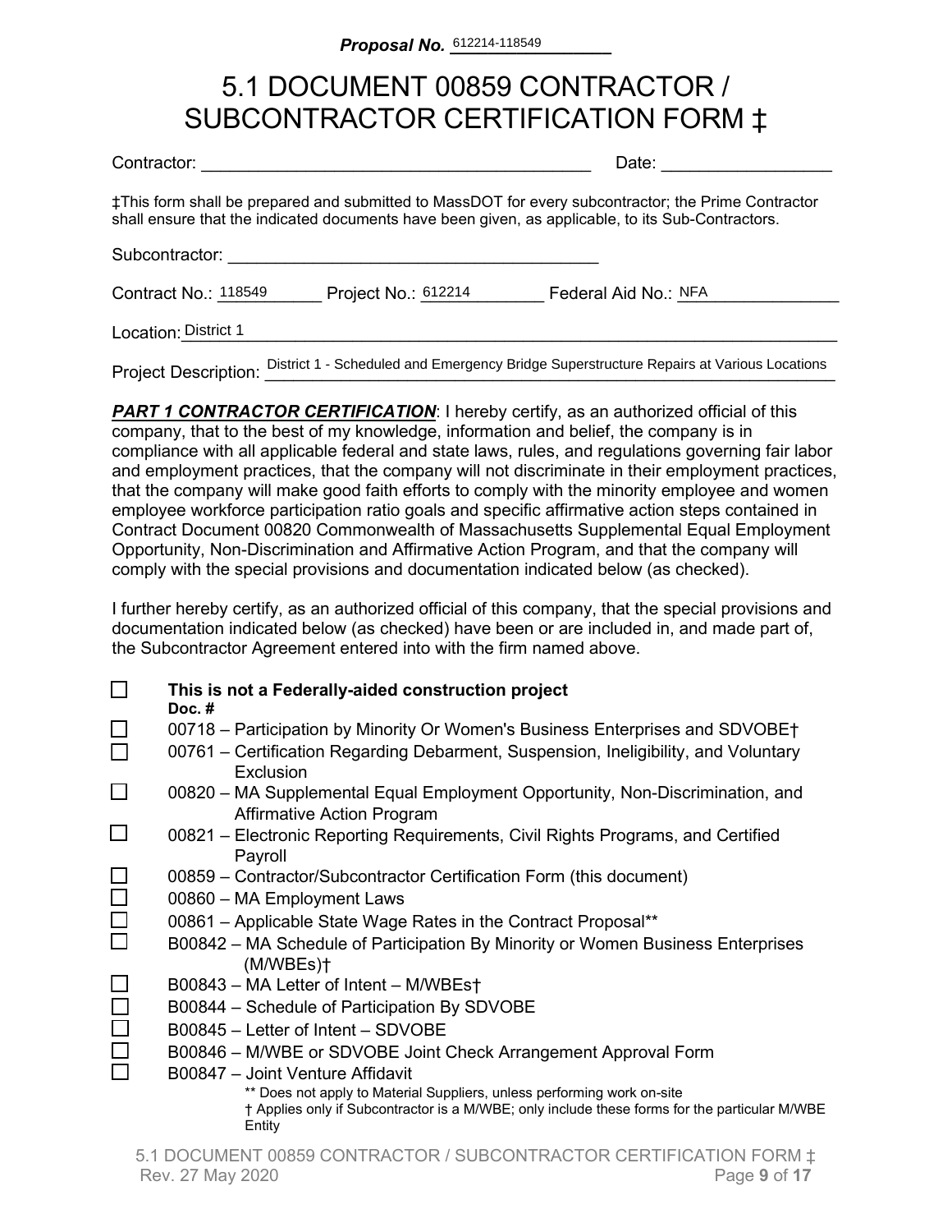**Proposal No.** 612214-118549

# 5.1 DOCUMENT 00859 CONTRACTOR / SUBCONTRACTOR CERTIFICATION FORM ‡

Contractor: ________________________________________ Date: _________________

‡This form shall be prepared and submitted to MassDOT for every subcontractor; the Prime Contractor shall ensure that the indicated documents have been given, as applicable, to its Sub-Contractors.

Subcontractor: ________________________________________

Contract No.: 118549 Project No.: 612214 Federal Aid No.: NFA

Location: District 1

Project Description: District 1 - Scheduled and Emergency Bridge Superstructure Repairs at Various Locations

***PART 1 CONTRACTOR CERTIFICATION***: I hereby certify, as an authorized official of this company, that to the best of my knowledge, information and belief, the company is in compliance with all applicable federal and state laws, rules, and regulations governing fair labor and employment practices, that the company will not discriminate in their employment practices, that the company will make good faith efforts to comply with the minority employee and women employee workforce participation ratio goals and specific affirmative action steps contained in Contract Document 00820 Commonwealth of Massachusetts Supplemental Equal Employment Opportunity, Non-Discrimination and Affirmative Action Program, and that the company will comply with the special provisions and documentation indicated below (as checked).

I further hereby certify, as an authorized official of this company, that the special provisions and documentation indicated below (as checked) have been or are included in, and made part of, the Subcontractor Agreement entered into with the firm named above.

- ☐ **This is not a Federally-aided construction project**

**Doc. #**

- ☐ 00718 – Participation by Minority Or Women's Business Enterprises and SDVOBE†
- ☐ 00761 – Certification Regarding Debarment, Suspension, Ineligibility, and Voluntary Exclusion
- ☐ 00820 – MA Supplemental Equal Employment Opportunity, Non-Discrimination, and Affirmative Action Program
- ☐ 00821 – Electronic Reporting Requirements, Civil Rights Programs, and Certified Payroll
- ☐ 00859 – Contractor/Subcontractor Certification Form (this document)
- ☐ 00860 – MA Employment Laws
- ☐ 00861 – Applicable State Wage Rates in the Contract Proposal**
- ☐ B00842 – MA Schedule of Participation By Minority or Women Business Enterprises (M/WBEs)†
- ☐ B00843 – MA Letter of Intent – M/WBEs†
- ☐ B00844 – Schedule of Participation By SDVOBE
- ☐ B00845 – Letter of Intent – SDVOBE
- ☐ B00846 – M/WBE or SDVOBE Joint Check Arrangement Approval Form
- ☐ B00847 – Joint Venture Affidavit

** Does not apply to Material Suppliers, unless performing work on-site

† Applies only if Subcontractor is a M/WBE; only include these forms for the particular M/WBE Entity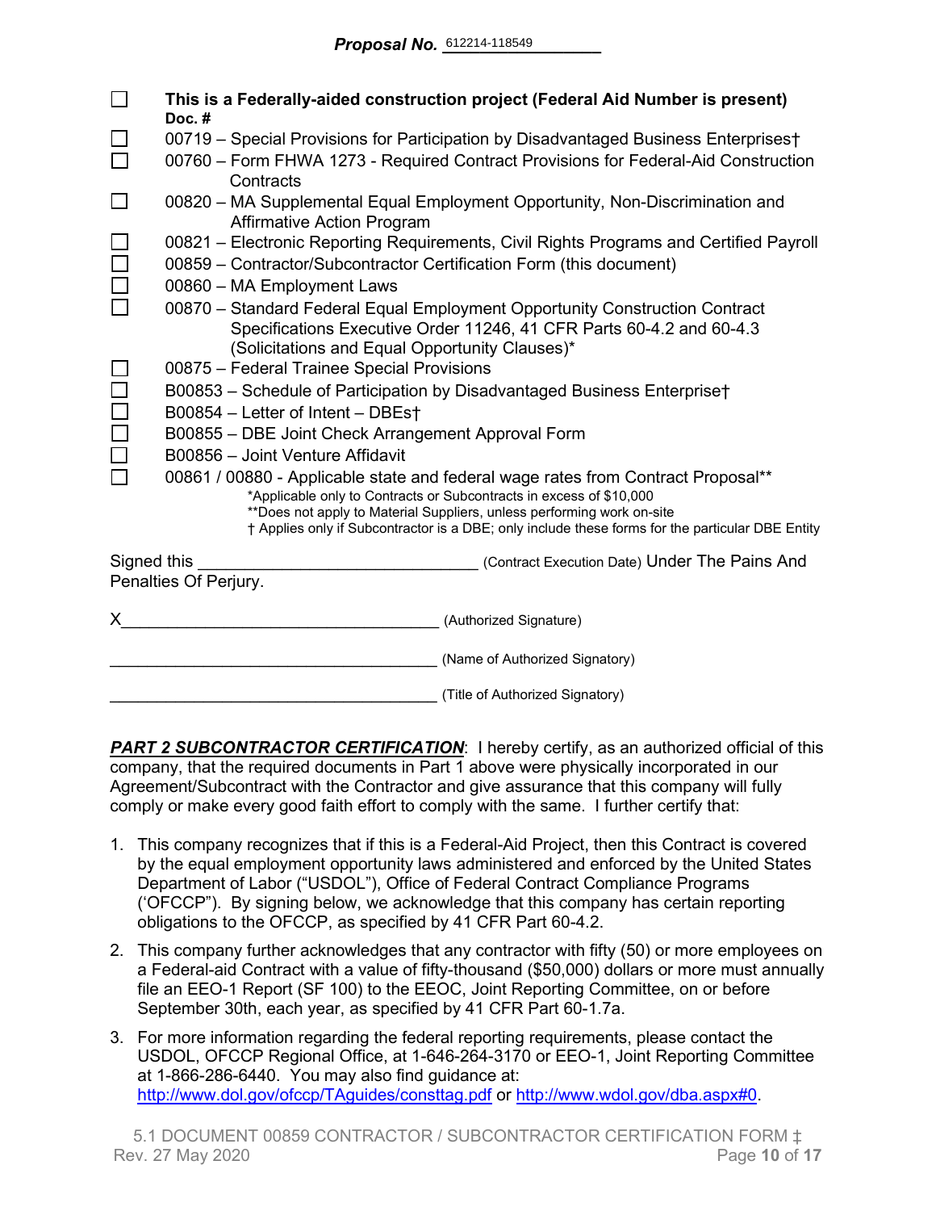**Proposal No.** 612214-118549

- [ ] **This is a Federally-aided construction project (Federal Aid Number is present)**

**Doc. #**

- [ ] 00719 – Special Provisions for Participation by Disadvantaged Business Enterprises†
- [ ] 00760 – Form FHWA 1273 - Required Contract Provisions for Federal-Aid Construction Contracts
- [ ] 00820 – MA Supplemental Equal Employment Opportunity, Non-Discrimination and Affirmative Action Program
- [ ] 00821 – Electronic Reporting Requirements, Civil Rights Programs and Certified Payroll
- [ ] 00859 – Contractor/Subcontractor Certification Form (this document)
- [ ] 00860 – MA Employment Laws
- [ ] 00870 – Standard Federal Equal Employment Opportunity Construction Contract Specifications Executive Order 11246, 41 CFR Parts 60-4.2 and 60-4.3 (Solicitations and Equal Opportunity Clauses)*
- [ ] 00875 – Federal Trainee Special Provisions
- [ ] B00853 – Schedule of Participation by Disadvantaged Business Enterprise†
- [ ] B00854 – Letter of Intent – DBEs†
- [ ] B00855 – DBE Joint Check Arrangement Approval Form
- [ ] B00856 – Joint Venture Affidavit
- [ ] 00861 / 00880 - Applicable state and federal wage rates from Contract Proposal**

*Applicable only to Contracts or Subcontracts in excess of $10,000
**Does not apply to Material Suppliers, unless performing work on-site
† Applies only if Subcontractor is a DBE; only include these forms for the particular DBE Entity

Signed this ______________________________ (Contract Execution Date) Under The Pains And Penalties Of Perjury.

X___________________________________ (Authorized Signature)

____________________________________ (Name of Authorized Signatory)

____________________________________ (Title of Authorized Signatory)

***PART 2 SUBCONTRACTOR CERTIFICATION***: I hereby certify, as an authorized official of this company, that the required documents in Part 1 above were physically incorporated in our Agreement/Subcontract with the Contractor and give assurance that this company will fully comply or make every good faith effort to comply with the same. I further certify that:

1. This company recognizes that if this is a Federal-Aid Project, then this Contract is covered by the equal employment opportunity laws administered and enforced by the United States Department of Labor ("USDOL"), Office of Federal Contract Compliance Programs ('OFCCP"). By signing below, we acknowledge that this company has certain reporting obligations to the OFCCP, as specified by 41 CFR Part 60-4.2.
2. This company further acknowledges that any contractor with fifty (50) or more employees on a Federal-aid Contract with a value of fifty-thousand ($50,000) dollars or more must annually file an EEO-1 Report (SF 100) to the EEOC, Joint Reporting Committee, on or before September 30th, each year, as specified by 41 CFR Part 60-1.7a.
3. For more information regarding the federal reporting requirements, please contact the USDOL, OFCCP Regional Office, at 1-646-264-3170 or EEO-1, Joint Reporting Committee at 1-866-286-6440. You may also find guidance at: http://www.dol.gov/ofccp/TAguides/consttag.pdf or http://www.wdol.gov/dba.aspx#0.

5.1 DOCUMENT 00859 CONTRACTOR / SUBCONTRACTOR CERTIFICATION FORM ‡
Rev. 27 May 2020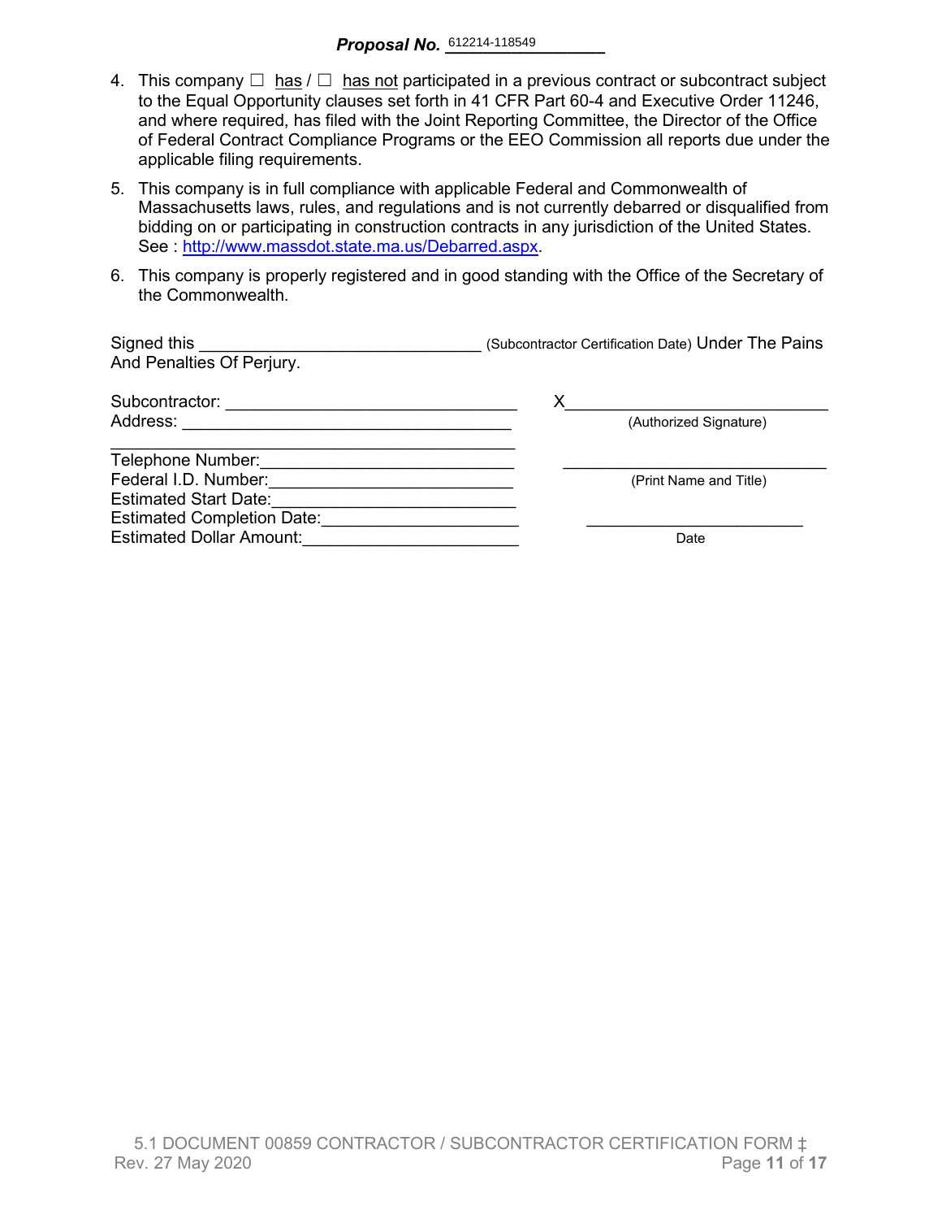**Proposal No.** 612214-118549

4. This company ☐ has / ☐ has not participated in a previous contract or subcontract subject to the Equal Opportunity clauses set forth in 41 CFR Part 60-4 and Executive Order 11246, and where required, has filed with the Joint Reporting Committee, the Director of the Office of Federal Contract Compliance Programs or the EEO Commission all reports due under the applicable filing requirements.

5. This company is in full compliance with applicable Federal and Commonwealth of Massachusetts laws, rules, and regulations and is not currently debarred or disqualified from bidding on or participating in construction contracts in any jurisdiction of the United States. See : http://www.massdot.state.ma.us/Debarred.aspx.

6. This company is properly registered and in good standing with the Office of the Secretary of the Commonwealth.

Signed this ______________________________ (Subcontractor Certification Date) Under The Pains And Penalties Of Perjury.

Subcontractor: ______________________________

Address: ______________________________

______________________________

Telephone Number: ______________________________

Federal I.D. Number: ______________________________

Estimated Start Date: ______________________________

Estimated Completion Date: ______________________________

Estimated Dollar Amount: ______________________________

X______________________________
(Authorized Signature)

______________________________
(Print Name and Title)

______________________________
Date

5.1 DOCUMENT 00859 CONTRACTOR / SUBCONTRACTOR CERTIFICATION FORM ‡
Rev. 27 May 2020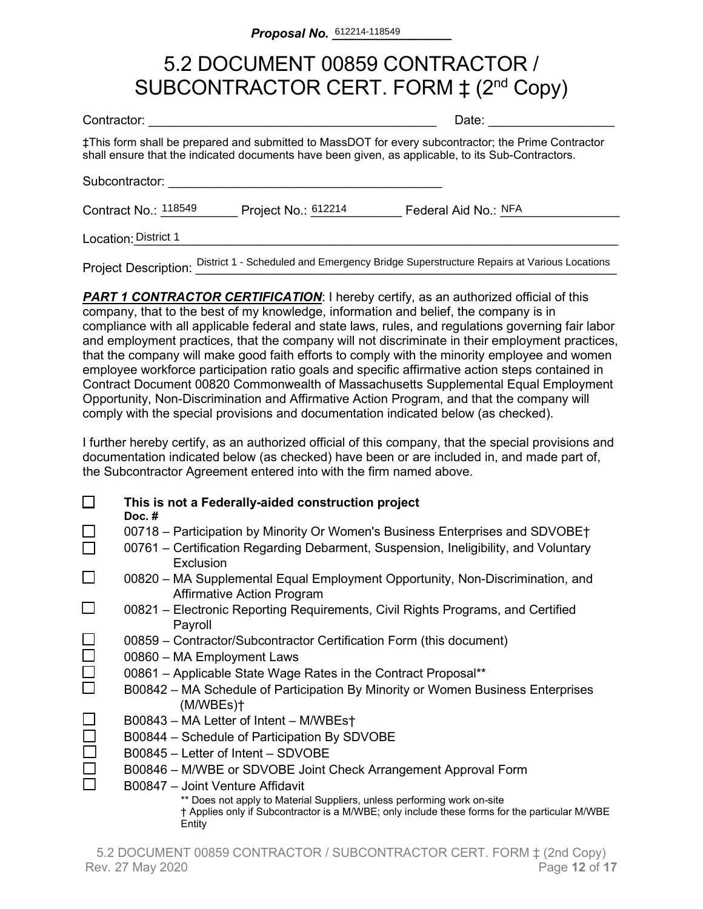**Proposal No.** 612214-118549

# 5.2 DOCUMENT 00859 CONTRACTOR / SUBCONTRACTOR CERT. FORM ‡ (2nd Copy)

Contractor: ________________________________________ Date: _________________

‡This form shall be prepared and submitted to MassDOT for every subcontractor; the Prime Contractor shall ensure that the indicated documents have been given, as applicable, to its Sub-Contractors.

Subcontractor: ________________________________________

Contract No.: 118549 Project No.: 612214 Federal Aid No.: NFA

Location: District 1

Project Description: District 1 - Scheduled and Emergency Bridge Superstructure Repairs at Various Locations

***PART 1 CONTRACTOR CERTIFICATION***: I hereby certify, as an authorized official of this company, that to the best of my knowledge, information and belief, the company is in compliance with all applicable federal and state laws, rules, and regulations governing fair labor and employment practices, that the company will not discriminate in their employment practices, that the company will make good faith efforts to comply with the minority employee and women employee workforce participation ratio goals and specific affirmative action steps contained in Contract Document 00820 Commonwealth of Massachusetts Supplemental Equal Employment Opportunity, Non-Discrimination and Affirmative Action Program, and that the company will comply with the special provisions and documentation indicated below (as checked).

I further hereby certify, as an authorized official of this company, that the special provisions and documentation indicated below (as checked) have been or are included in, and made part of, the Subcontractor Agreement entered into with the firm named above.

- ☐ **This is not a Federally-aided construction project**

**Doc. #**

- ☐ 00718 – Participation by Minority Or Women's Business Enterprises and SDVOBE†
- ☐ 00761 – Certification Regarding Debarment, Suspension, Ineligibility, and Voluntary Exclusion
- ☐ 00820 – MA Supplemental Equal Employment Opportunity, Non-Discrimination, and Affirmative Action Program
- ☐ 00821 – Electronic Reporting Requirements, Civil Rights Programs, and Certified Payroll
- ☐ 00859 – Contractor/Subcontractor Certification Form (this document)
- ☐ 00860 – MA Employment Laws
- ☐ 00861 – Applicable State Wage Rates in the Contract Proposal**
- ☐ B00842 – MA Schedule of Participation By Minority or Women Business Enterprises (M/WBEs)†
- ☐ B00843 – MA Letter of Intent – M/WBEs†
- ☐ B00844 – Schedule of Participation By SDVOBE
- ☐ B00845 – Letter of Intent – SDVOBE
- ☐ B00846 – M/WBE or SDVOBE Joint Check Arrangement Approval Form
- ☐ B00847 – Joint Venture Affidavit

** Does not apply to Material Suppliers, unless performing work on-site
† Applies only if Subcontractor is a M/WBE; only include these forms for the particular M/WBE Entity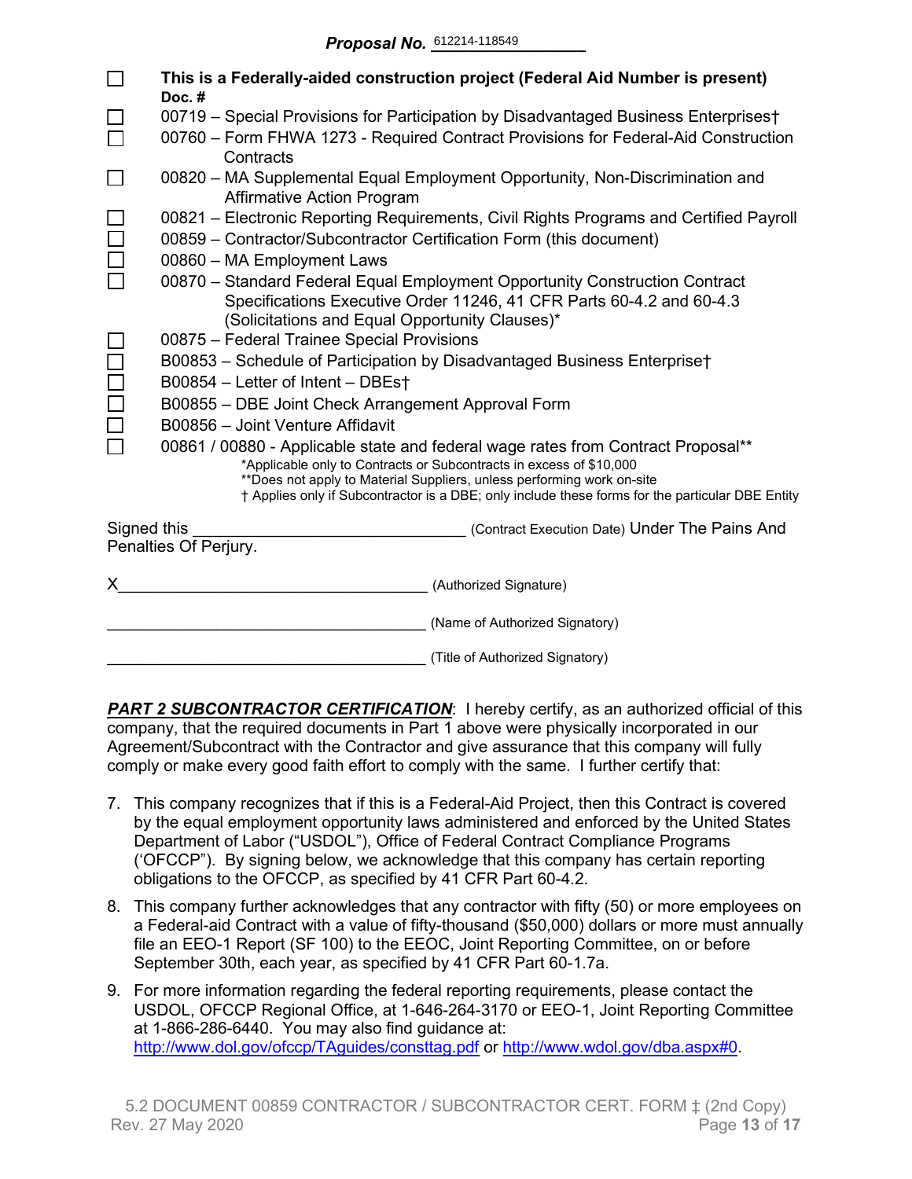**Proposal No.** 612214-118549

- ☐ **This is a Federally-aided construction project (Federal Aid Number is present)**
  **Doc. #**
- ☐ 00719 – Special Provisions for Participation by Disadvantaged Business Enterprises†
- ☐ 00760 – Form FHWA 1273 - Required Contract Provisions for Federal-Aid Construction Contracts
- ☐ 00820 – MA Supplemental Equal Employment Opportunity, Non-Discrimination and Affirmative Action Program
- ☐ 00821 – Electronic Reporting Requirements, Civil Rights Programs and Certified Payroll
- ☐ 00859 – Contractor/Subcontractor Certification Form (this document)
- ☐ 00860 – MA Employment Laws
- ☐ 00870 – Standard Federal Equal Employment Opportunity Construction Contract Specifications Executive Order 11246, 41 CFR Parts 60-4.2 and 60-4.3 (Solicitations and Equal Opportunity Clauses)*
- ☐ 00875 – Federal Trainee Special Provisions
- ☐ B00853 – Schedule of Participation by Disadvantaged Business Enterprise†
- ☐ B00854 – Letter of Intent – DBEs†
- ☐ B00855 – DBE Joint Check Arrangement Approval Form
- ☐ B00856 – Joint Venture Affidavit
- ☐ 00861 / 00880 - Applicable state and federal wage rates from Contract Proposal**

*Applicable only to Contracts or Subcontracts in excess of $10,000
**Does not apply to Material Suppliers, unless performing work on-site
† Applies only if Subcontractor is a DBE; only include these forms for the particular DBE Entity

Signed this ______________________________ (Contract Execution Date) Under The Pains And Penalties Of Perjury.

X___________________________________ (Authorized Signature)

____________________________________ (Name of Authorized Signatory)

____________________________________ (Title of Authorized Signatory)

***PART 2 SUBCONTRACTOR CERTIFICATION***: I hereby certify, as an authorized official of this company, that the required documents in Part 1 above were physically incorporated in our Agreement/Subcontract with the Contractor and give assurance that this company will fully comply or make every good faith effort to comply with the same. I further certify that:

7. This company recognizes that if this is a Federal-Aid Project, then this Contract is covered by the equal employment opportunity laws administered and enforced by the United States Department of Labor ("USDOL"), Office of Federal Contract Compliance Programs ('OFCCP"). By signing below, we acknowledge that this company has certain reporting obligations to the OFCCP, as specified by 41 CFR Part 60-4.2.
8. This company further acknowledges that any contractor with fifty (50) or more employees on a Federal-aid Contract with a value of fifty-thousand ($50,000) dollars or more must annually file an EEO-1 Report (SF 100) to the EEOC, Joint Reporting Committee, on or before September 30th, each year, as specified by 41 CFR Part 60-1.7a.
9. For more information regarding the federal reporting requirements, please contact the USDOL, OFCCP Regional Office, at 1-646-264-3170 or EEO-1, Joint Reporting Committee at 1-866-286-6440. You may also find guidance at: http://www.dol.gov/ofccp/TAguides/consttag.pdf or http://www.wdol.gov/dba.aspx#0.

5.2 DOCUMENT 00859 CONTRACTOR / SUBCONTRACTOR CERT. FORM ‡ (2nd Copy)
Rev. 27 May 2020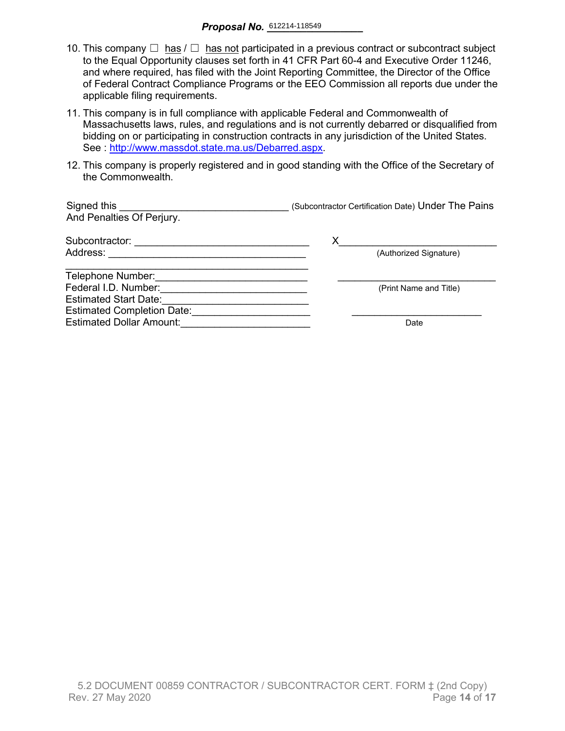**Proposal No.** 612214-118549

10. This company ☐ has / ☐ has not participated in a previous contract or subcontract subject to the Equal Opportunity clauses set forth in 41 CFR Part 60-4 and Executive Order 11246, and where required, has filed with the Joint Reporting Committee, the Director of the Office of Federal Contract Compliance Programs or the EEO Commission all reports due under the applicable filing requirements.

11. This company is in full compliance with applicable Federal and Commonwealth of Massachusetts laws, rules, and regulations and is not currently debarred or disqualified from bidding on or participating in construction contracts in any jurisdiction of the United States. See : http://www.massdot.state.ma.us/Debarred.aspx.

12. This company is properly registered and in good standing with the Office of the Secretary of the Commonwealth.

Signed this ______________________________ (Subcontractor Certification Date) Under The Pains And Penalties Of Perjury.

Subcontractor: _______________________________

Address: ___________________________________

___________________________________________

Telephone Number:__________________________

Federal I.D. Number:_________________________

Estimated Start Date:_________________________

Estimated Completion Date:_____________________

Estimated Dollar Amount:______________________

X____________________________
(Authorized Signature)

_____________________________
(Print Name and Title)

________________________
Date

5.2 DOCUMENT 00859 CONTRACTOR / SUBCONTRACTOR CERT. FORM ‡ (2nd Copy)
Rev. 27 May 2020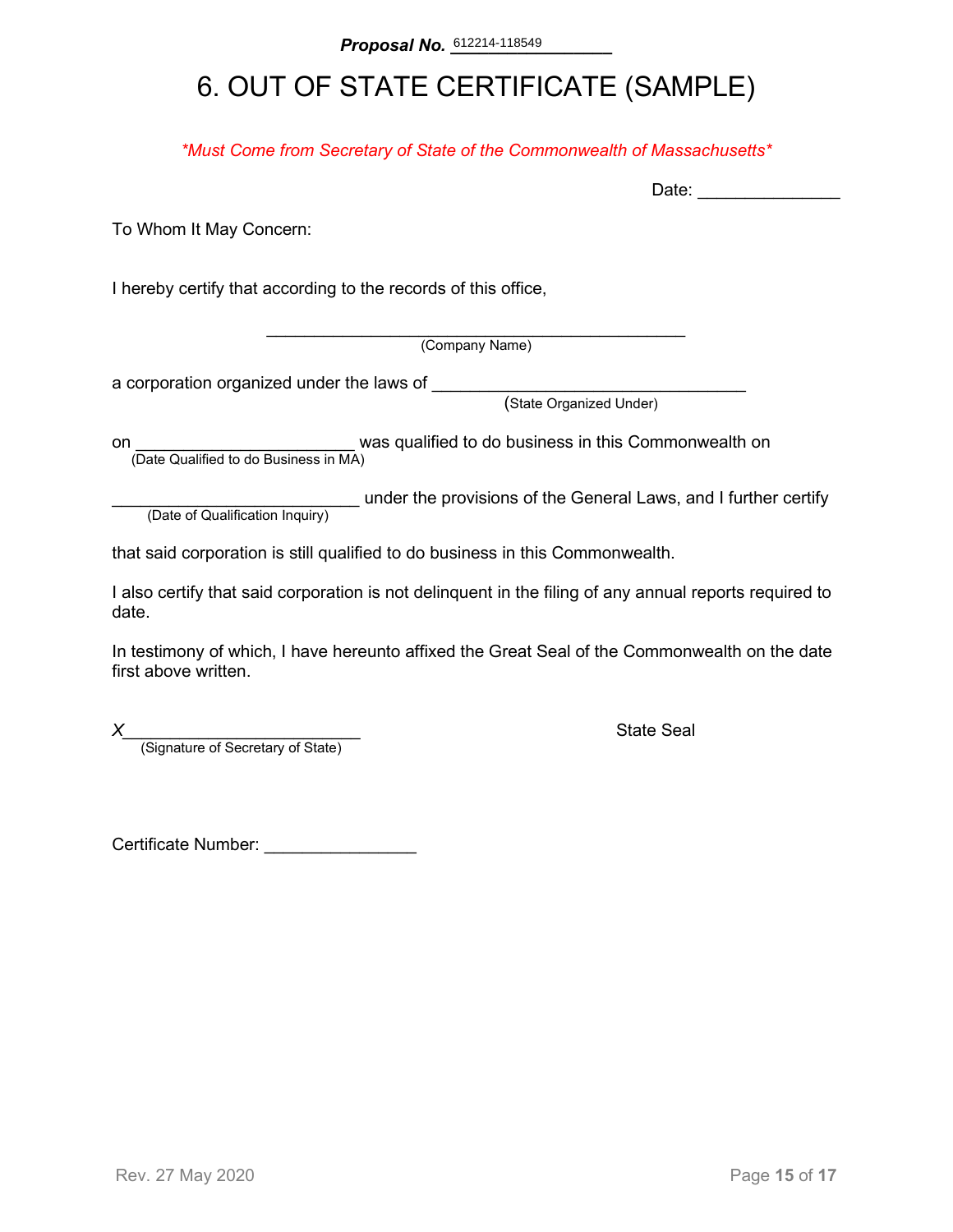**Proposal No.** 612214-118549

# 6. OUT OF STATE CERTIFICATE (SAMPLE)

*\*Must Come from Secretary of State of the Commonwealth of Massachusetts\**

Date: _______________

To Whom It May Concern:

I hereby certify that according to the records of this office,

_____________________________________________
(Company Name)

a corporation organized under the laws of _________________________________
(State Organized Under)

on _______________________ was qualified to do business in this Commonwealth on
(Date Qualified to do Business in MA)

__________________________ under the provisions of the General Laws, and I further certify
(Date of Qualification Inquiry)

that said corporation is still qualified to do business in this Commonwealth.

I also certify that said corporation is not delinquent in the filing of any annual reports required to date.

In testimony of which, I have hereunto affixed the Great Seal of the Commonwealth on the date first above written.

*X*_________________________
(Signature of Secretary of State)

State Seal

Certificate Number: ________________

Rev. 27 May 2020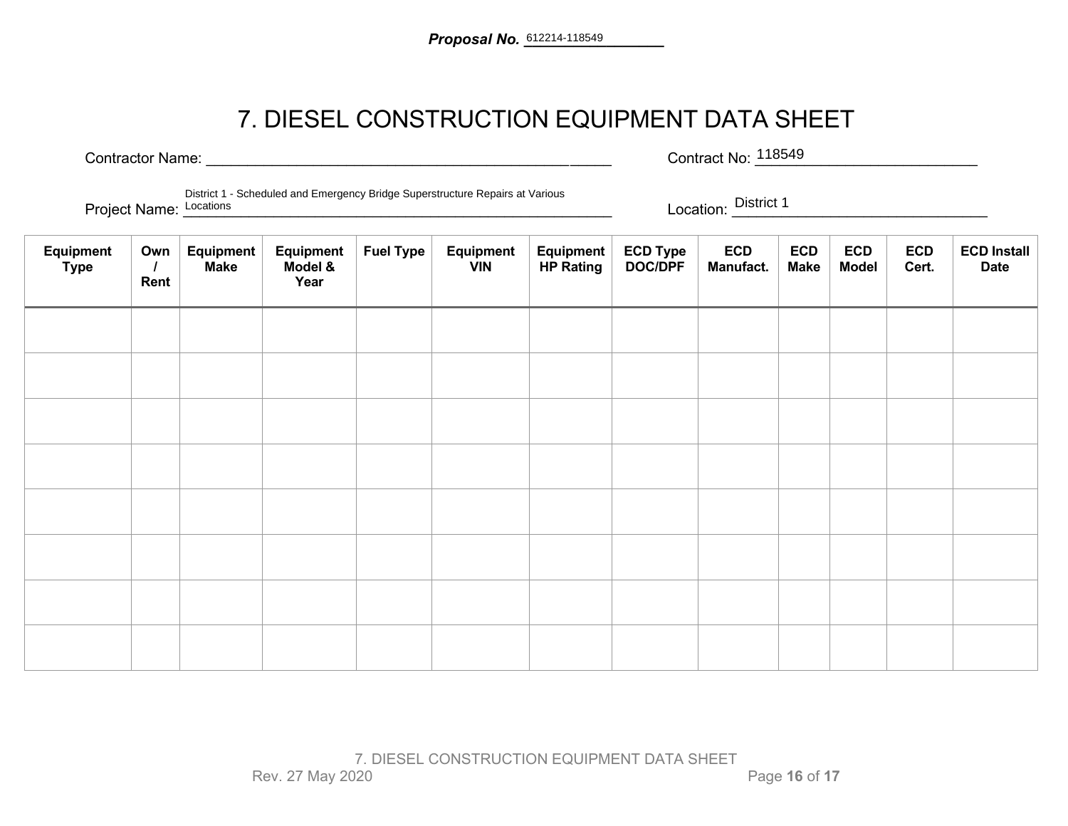**Proposal No.** 612214-118549

# 7. DIESEL CONSTRUCTION EQUIPMENT DATA SHEET

Contractor Name: ______________________________________________ Contract No: 118549

Project Name: District 1 - Scheduled and Emergency Bridge Superstructure Repairs at Various Locations Location: District 1

| Equipment Type | Own / Rent | Equipment Make | Equipment Model & Year | Fuel Type | Equipment VIN | Equipment HP Rating | ECD Type DOC/DPF | ECD Manufact. | ECD Make | ECD Model | ECD Cert. | ECD Install Date |
|---|---|---|---|---|---|---|---|---|---|---|---|---|
| | | | | | | | | | | | | |
| | | | | | | | | | | | | |
| | | | | | | | | | | | | |
| | | | | | | | | | | | | |
| | | | | | | | | | | | | |
| | | | | | | | | | | | | |
| | | | | | | | | | | | | |
| | | | | | | | | | | | | |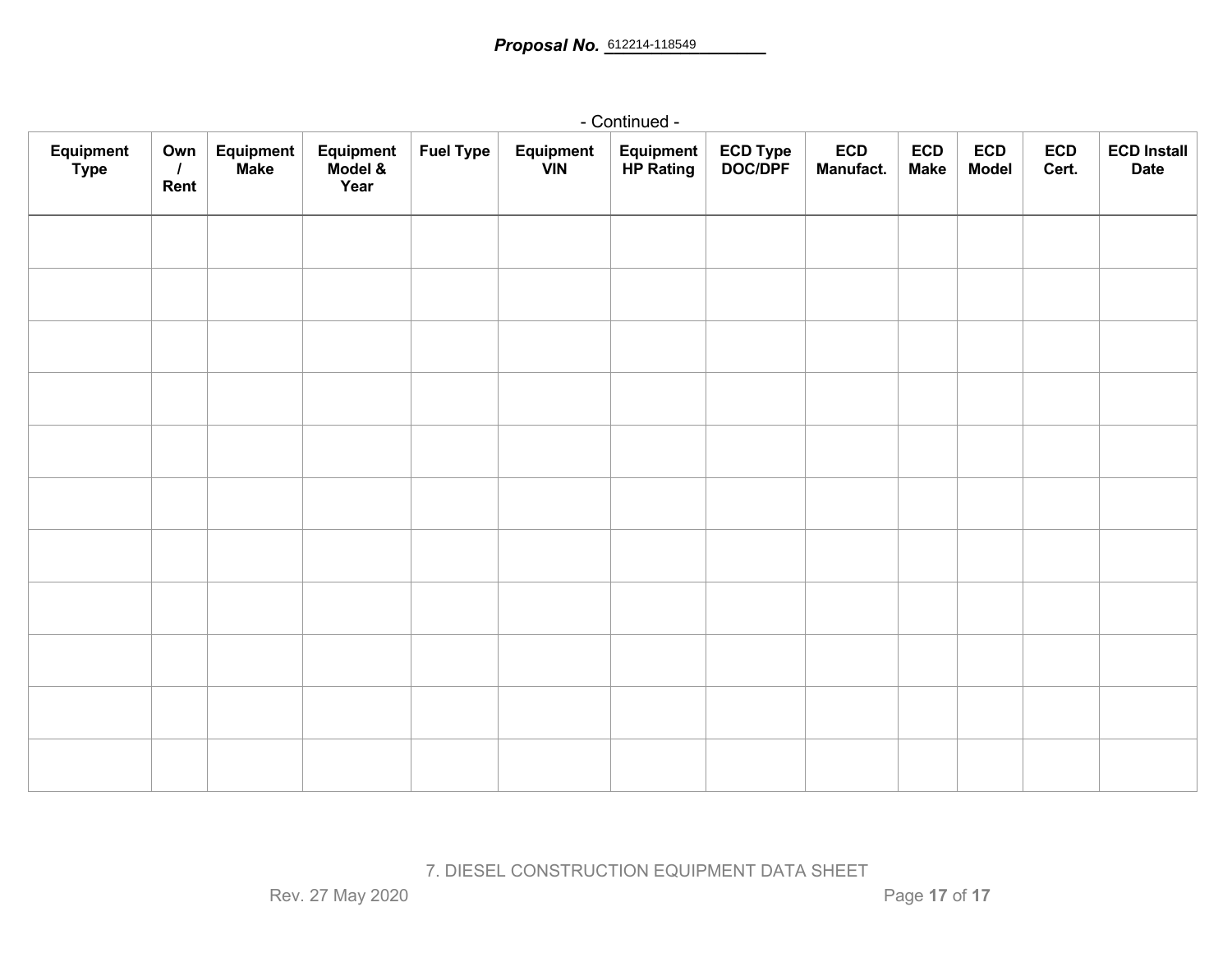***Proposal No.*** 612214-118549

- Continued -

| Equipment Type | Own / Rent | Equipment Make | Equipment Model & Year | Fuel Type | Equipment VIN | Equipment HP Rating | ECD Type DOC/DPF | ECD Manufact. | ECD Make | ECD Model | ECD Cert. | ECD Install Date |
|---|---|---|---|---|---|---|---|---|---|---|---|---|
| | | | | | | | | | | | | |
| | | | | | | | | | | | | |
| | | | | | | | | | | | | |
| | | | | | | | | | | | | |
| | | | | | | | | | | | | |
| | | | | | | | | | | | | |
| | | | | | | | | | | | | |
| | | | | | | | | | | | | |
| | | | | | | | | | | | | |
| | | | | | | | | | | | | |
| | | | | | | | | | | | | |

7. DIESEL CONSTRUCTION EQUIPMENT DATA SHEET